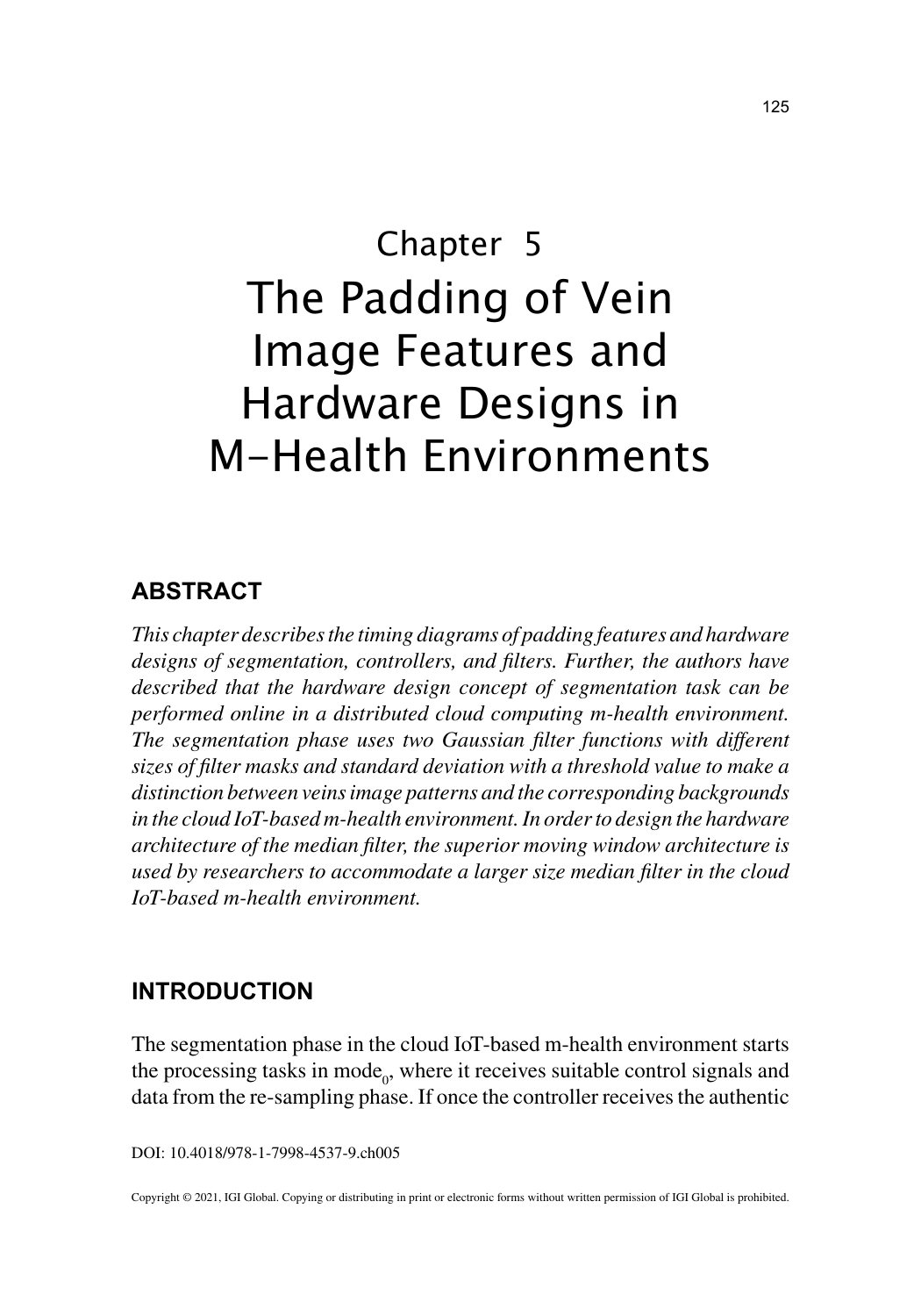# Chapter 5
# The Padding of Vein Image Features and Hardware Designs in M-Health Environments

## ABSTRACT

*This chapter describes the timing diagrams of padding features and hardware designs of segmentation, controllers, and filters. Further, the authors have described that the hardware design concept of segmentation task can be performed online in a distributed cloud computing m-health environment. The segmentation phase uses two Gaussian filter functions with different sizes of filter masks and standard deviation with a threshold value to make a distinction between veins image patterns and the corresponding backgrounds in the cloud IoT-based m-health environment. In order to design the hardware architecture of the median filter, the superior moving window architecture is used by researchers to accommodate a larger size median filter in the cloud IoT-based m-health environment.*

## INTRODUCTION

The segmentation phase in the cloud IoT-based m-health environment starts the processing tasks in $mode_0$, where it receives suitable control signals and data from the re-sampling phase. If once the controller receives the authentic

DOI: 10.4018/978-1-7998-4537-9.ch005

Copyright © 2021, IGI Global. Copying or distributing in print or electronic forms without written permission of IGI Global is prohibited.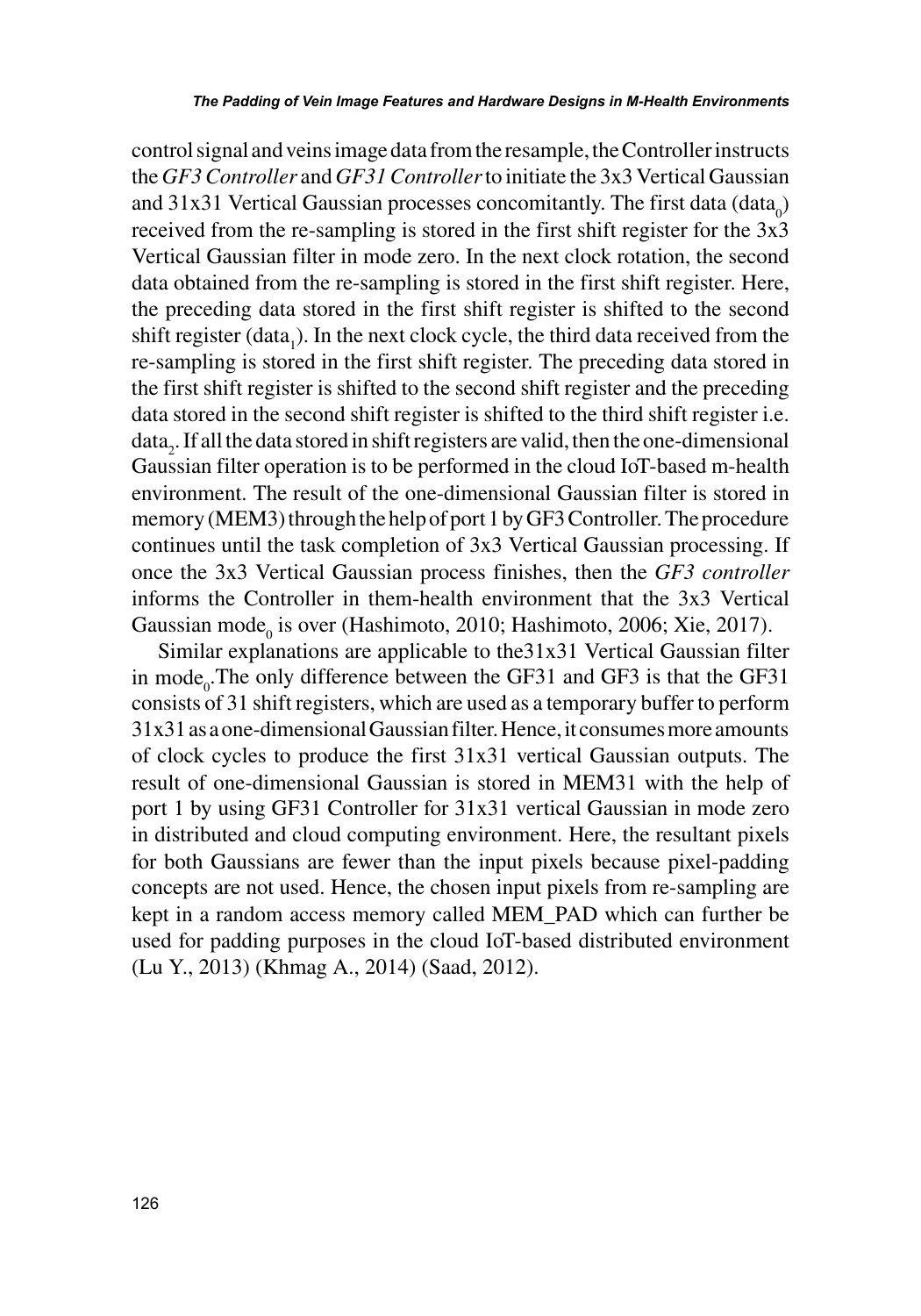control signal and veins image data from the resample, the Controller instructs the *GF3 Controller* and *GF31 Controller* to initiate the 3x3 Vertical Gaussian and 31x31 Vertical Gaussian processes concomitantly. The first data ($data_0$) received from the re-sampling is stored in the first shift register for the 3x3 Vertical Gaussian filter in mode zero. In the next clock rotation, the second data obtained from the re-sampling is stored in the first shift register. Here, the preceding data stored in the first shift register is shifted to the second shift register ($data_1$). In the next clock cycle, the third data received from the re-sampling is stored in the first shift register. The preceding data stored in the first shift register is shifted to the second shift register and the preceding data stored in the second shift register is shifted to the third shift register i.e. $data_2$. If all the data stored in shift registers are valid, then the one-dimensional Gaussian filter operation is to be performed in the cloud IoT-based m-health environment. The result of the one-dimensional Gaussian filter is stored in memory (MEM3) through the help of port 1 by GF3 Controller. The procedure continues until the task completion of 3x3 Vertical Gaussian processing. If once the 3x3 Vertical Gaussian process finishes, then the *GF3 controller* informs the Controller in them-health environment that the 3x3 Vertical Gaussian $mode_0$ is over (Hashimoto, 2010; Hashimoto, 2006; Xie, 2017).

Similar explanations are applicable to the31x31 Vertical Gaussian filter in $mode_0$.The only difference between the GF31 and GF3 is that the GF31 consists of 31 shift registers, which are used as a temporary buffer to perform 31x31 as a one-dimensional Gaussian filter. Hence, it consumes more amounts of clock cycles to produce the first 31x31 vertical Gaussian outputs. The result of one-dimensional Gaussian is stored in MEM31 with the help of port 1 by using GF31 Controller for 31x31 vertical Gaussian in mode zero in distributed and cloud computing environment. Here, the resultant pixels for both Gaussians are fewer than the input pixels because pixel-padding concepts are not used. Hence, the chosen input pixels from re-sampling are kept in a random access memory called MEM_PAD which can further be used for padding purposes in the cloud IoT-based distributed environment (Lu Y., 2013) (Khmag A., 2014) (Saad, 2012).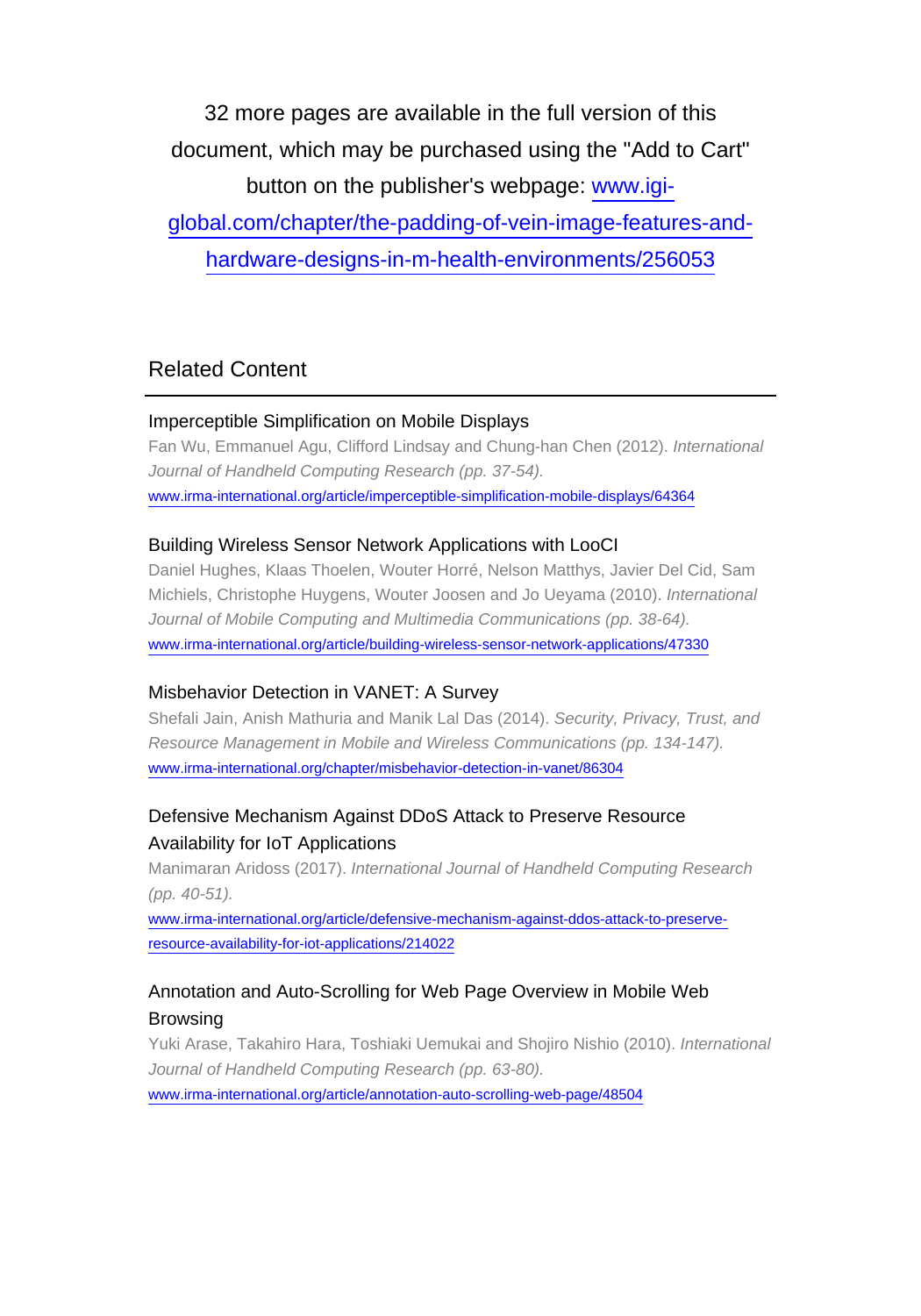32 more pages are available in the full version of this document, which may be purchased using the "Add to Cart" button on the publisher's webpage: [www.igi-global.com/chapter/the-padding-of-vein-image-features-and-hardware-designs-in-m-health-environments/256053](www.igi-global.com/chapter/the-padding-of-vein-image-features-and-hardware-designs-in-m-health-environments/256053)

## Related Content

### Imperceptible Simplification on Mobile Displays

Fan Wu, Emmanuel Agu, Clifford Lindsay and Chung-han Chen (2012). *International Journal of Handheld Computing Research (pp. 37-54).*

[www.irma-international.org/article/imperceptible-simplification-mobile-displays/64364](www.irma-international.org/article/imperceptible-simplification-mobile-displays/64364)

### Building Wireless Sensor Network Applications with LooCI

Daniel Hughes, Klaas Thoelen, Wouter Horré, Nelson Matthys, Javier Del Cid, Sam Michiels, Christophe Huygens, Wouter Joosen and Jo Ueyama (2010). *International Journal of Mobile Computing and Multimedia Communications (pp. 38-64).*

[www.irma-international.org/article/building-wireless-sensor-network-applications/47330](www.irma-international.org/article/building-wireless-sensor-network-applications/47330)

### Misbehavior Detection in VANET: A Survey

Shefali Jain, Anish Mathuria and Manik Lal Das (2014). *Security, Privacy, Trust, and Resource Management in Mobile and Wireless Communications (pp. 134-147).*

[www.irma-international.org/chapter/misbehavior-detection-in-vanet/86304](www.irma-international.org/chapter/misbehavior-detection-in-vanet/86304)

### Defensive Mechanism Against DDoS Attack to Preserve Resource Availability for IoT Applications

Manimaran Aridoss (2017). *International Journal of Handheld Computing Research (pp. 40-51).*

[www.irma-international.org/article/defensive-mechanism-against-ddos-attack-to-preserve-resource-availability-for-iot-applications/214022](www.irma-international.org/article/defensive-mechanism-against-ddos-attack-to-preserve-resource-availability-for-iot-applications/214022)

### Annotation and Auto-Scrolling for Web Page Overview in Mobile Web Browsing

Yuki Arase, Takahiro Hara, Toshiaki Uemukai and Shojiro Nishio (2010). *International Journal of Handheld Computing Research (pp. 63-80).*

[www.irma-international.org/article/annotation-auto-scrolling-web-page/48504](www.irma-international.org/article/annotation-auto-scrolling-web-page/48504)